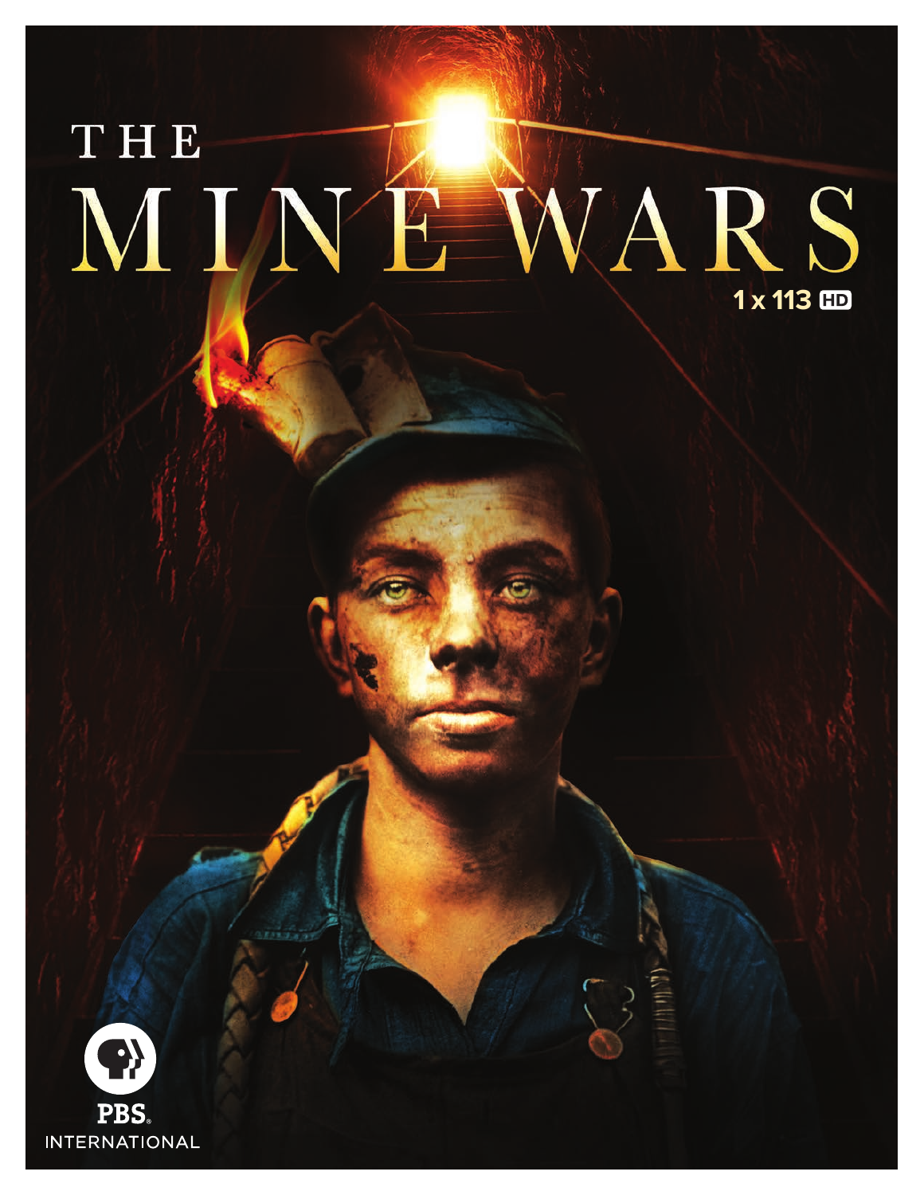# THE MINE WARS

1 x 113 HD

PBS INTERNATIONAL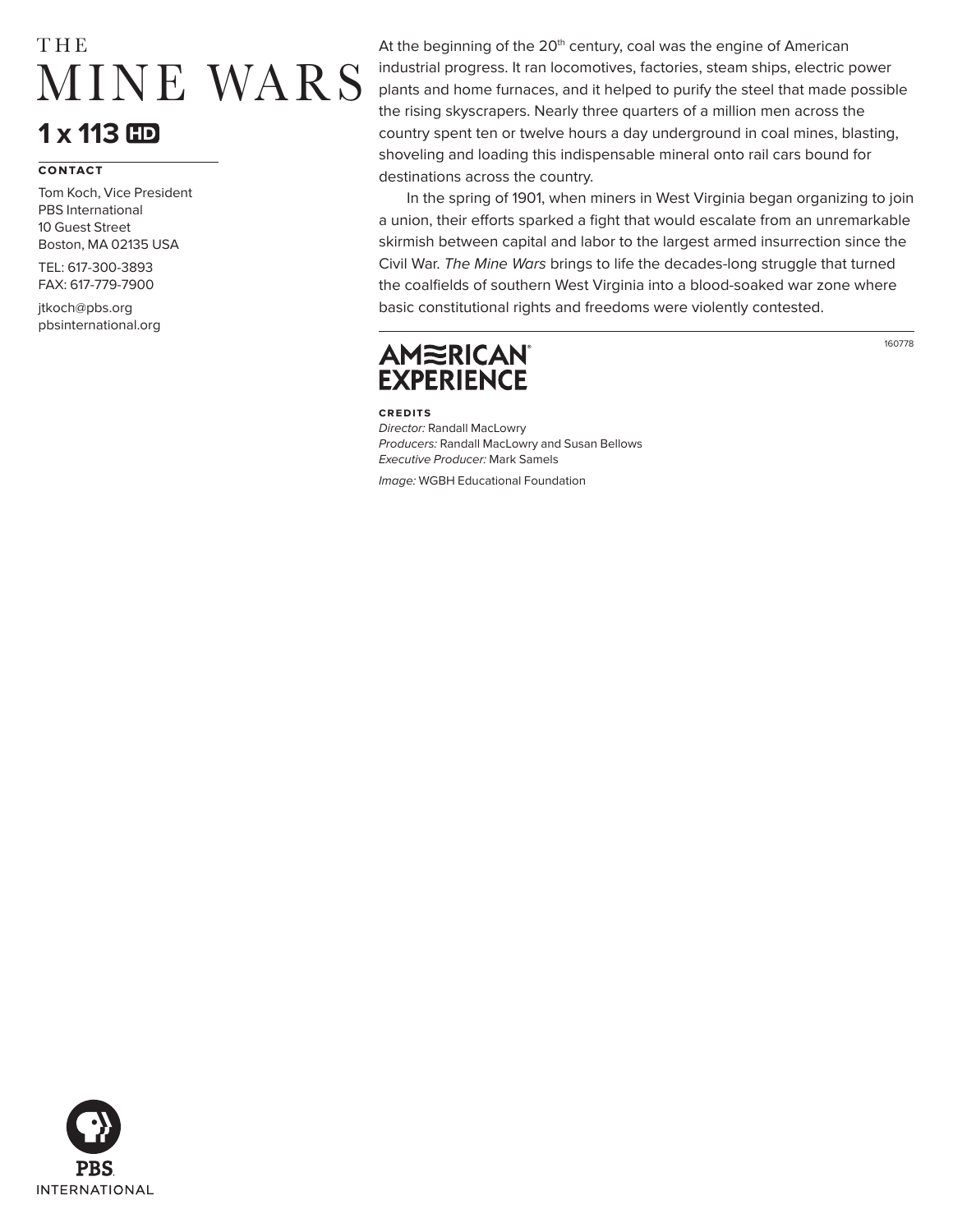# THE MINE WARS

## 1 x 113 HD

**CONTACT**

Tom Koch, Vice President
PBS International
10 Guest Street
Boston, MA 02135 USA

TEL: 617-300-3893
FAX: 617-779-7900

jtkoch@pbs.org
pbsinternational.org

At the beginning of the 20th century, coal was the engine of American industrial progress. It ran locomotives, factories, steam ships, electric power plants and home furnaces, and it helped to purify the steel that made possible the rising skyscrapers. Nearly three quarters of a million men across the country spent ten or twelve hours a day underground in coal mines, blasting, shoveling and loading this indispensable mineral onto rail cars bound for destinations across the country.

In the spring of 1901, when miners in West Virginia began organizing to join a union, their efforts sparked a fight that would escalate from an unremarkable skirmish between capital and labor to the largest armed insurrection since the Civil War. *The Mine Wars* brings to life the decades-long struggle that turned the coalfields of southern West Virginia into a blood-soaked war zone where basic constitutional rights and freedoms were violently contested.

160778

AMERICAN EXPERIENCE

**CREDITS**

*Director:* Randall MacLowry
*Producers:* Randall MacLowry and Susan Bellows
*Executive Producer:* Mark Samels

*Image:* WGBH Educational Foundation

PBS INTERNATIONAL